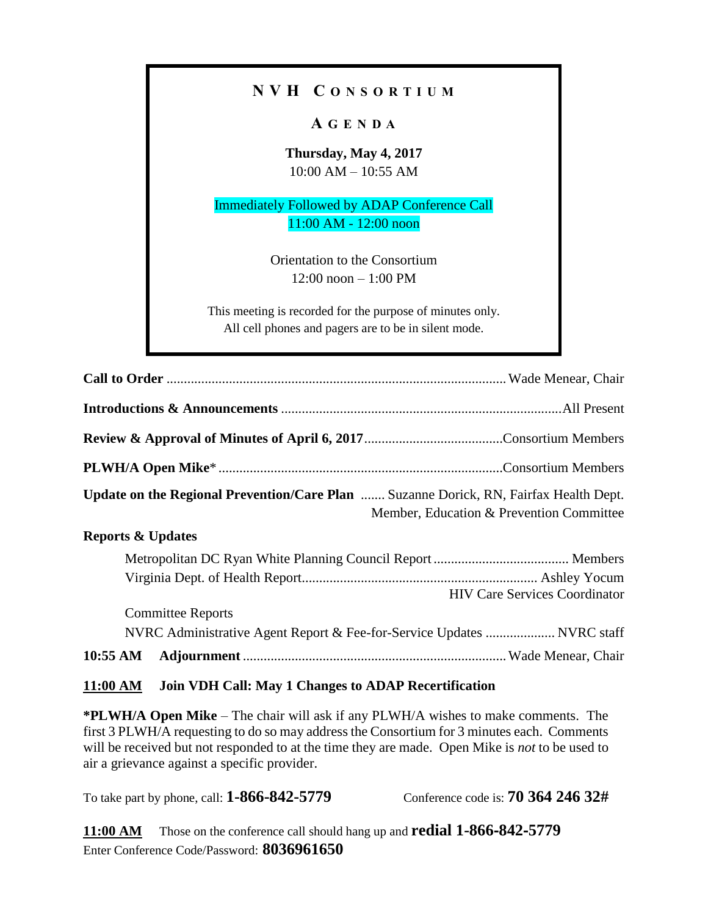# NVH Consortium

## Agenda

**Thursday, May 4, 2017**
10:00 AM – 10:55 AM

Immediately Followed by ADAP Conference Call
11:00 AM - 12:00 noon

Orientation to the Consortium
12:00 noon – 1:00 PM

This meeting is recorded for the purpose of minutes only.
All cell phones and pagers are to be in silent mode.

**Call to Order** .................................................... Wade Menear, Chair

**Introductions & Announcements** .................................................... All Present

**Review & Approval of Minutes of April 6, 2017** .................................... Consortium Members

**PLWH/A Open Mike*** .................................................... Consortium Members

**Update on the Regional Prevention/Care Plan** ....... Suzanne Dorick, RN, Fairfax Health Dept.
Member, Education & Prevention Committee

**Reports & Updates**

- Metropolitan DC Ryan White Planning Council Report .................................... Members
- Virginia Dept. of Health Report .................................... Ashley Yocum
  HIV Care Services Coordinator
- Committee Reports
- NVRC Administrative Agent Report & Fee-for-Service Updates .................... NVRC staff

**10:55 AM Adjournment** .................................................... Wade Menear, Chair

**<u>11:00 AM</u> Join VDH Call: May 1 Changes to ADAP Recertification**

***PLWH/A Open Mike** – The chair will ask if any PLWH/A wishes to make comments. The first 3 PLWH/A requesting to do so may address the Consortium for 3 minutes each. Comments will be received but not responded to at the time they are made. Open Mike is *not* to be used to air a grievance against a specific provider.

To take part by phone, call: **1-866-842-5779** Conference code is: **70 364 246 32#**

**<u>11:00 AM</u>** Those on the conference call should hang up and **redial 1-866-842-5779**
Enter Conference Code/Password: **8036961650**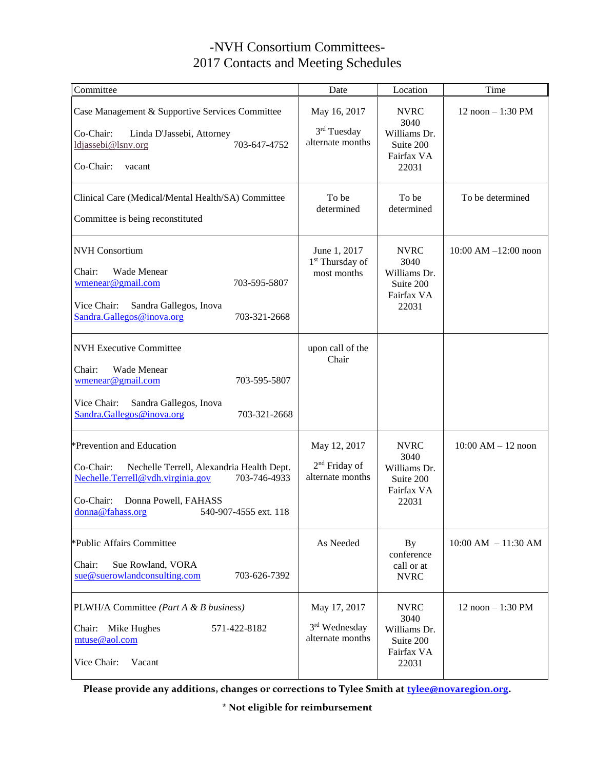# -NVH Consortium Committees-
# 2017 Contacts and Meeting Schedules

| Committee | Date | Location | Time |
|---|---|---|---|
| Case Management & Supportive Services Committee<br><br>Co-Chair: Linda D'Jassebi, Attorney<br>ldjassebi@lsnv.org 703-647-4752<br><br>Co-Chair: vacant | May 16, 2017<br>3rd Tuesday alternate months | NVRC 3040 Williams Dr. Suite 200 Fairfax VA 22031 | 12 noon – 1:30 PM |
| Clinical Care (Medical/Mental Health/SA) Committee<br><br>Committee is being reconstituted | To be determined | To be determined | To be determined |
| NVH Consortium<br><br>Chair: Wade Menear<br>wmenear@gmail.com 703-595-5807<br><br>Vice Chair: Sandra Gallegos, Inova<br>Sandra.Gallegos@inova.org 703-321-2668 | June 1, 2017<br>1st Thursday of most months | NVRC 3040 Williams Dr. Suite 200 Fairfax VA 22031 | 10:00 AM –12:00 noon |
| NVH Executive Committee<br><br>Chair: Wade Menear<br>wmenear@gmail.com 703-595-5807<br><br>Vice Chair: Sandra Gallegos, Inova<br>Sandra.Gallegos@inova.org 703-321-2668 | upon call of the Chair | | |
| *Prevention and Education<br><br>Co-Chair: Nechelle Terrell, Alexandria Health Dept.<br>Nechelle.Terrell@vdh.virginia.gov 703-746-4933<br><br>Co-Chair: Donna Powell, FAHASS<br>donna@fahass.org 540-907-4555 ext. 118 | May 12, 2017<br>2nd Friday of alternate months | NVRC 3040 Williams Dr. Suite 200 Fairfax VA 22031 | 10:00 AM – 12 noon |
| *Public Affairs Committee<br><br>Chair: Sue Rowland, VORA<br>sue@suerowlandconsulting.com 703-626-7392 | As Needed | By conference call or at NVRC | 10:00 AM – 11:30 AM |
| PLWH/A Committee *(Part A & B business)*<br><br>Chair: Mike Hughes 571-422-8182<br>mtuse@aol.com<br><br>Vice Chair: Vacant | May 17, 2017<br>3rd Wednesday alternate months | NVRC 3040 Williams Dr. Suite 200 Fairfax VA 22031 | 12 noon – 1:30 PM |

**Please provide any additions, changes or corrections to Tylee Smith at tylee@novaregion.org.**

\* **Not eligible for reimbursement**